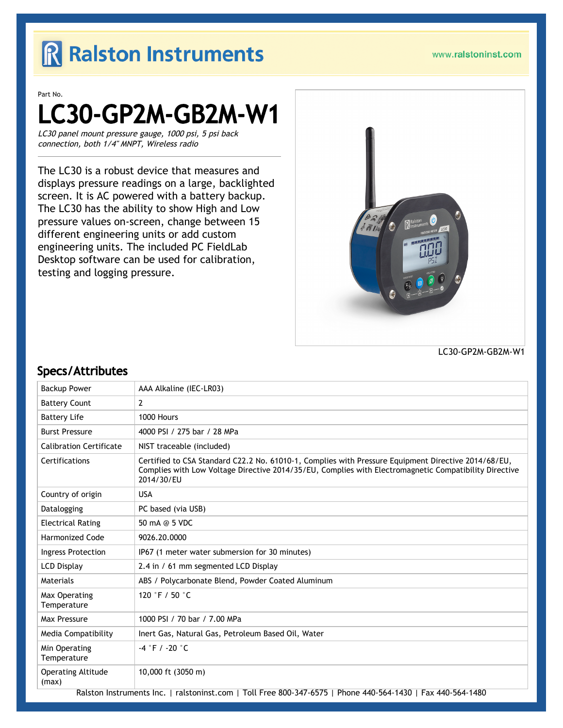Ralston Instruments

www.ralstoninst.com

Part No.

# LC30-GP2M-GB2M-W1

*LC30 panel mount pressure gauge, 1000 psi, 5 psi back connection, both 1/4" MNPT, Wireless radio*

The LC30 is a robust device that measures and displays pressure readings on a large, backlighted screen. It is AC powered with a battery backup. The LC30 has the ability to show High and Low pressure values on-screen, change between 15 different engineering units or add custom engineering units. The included PC FieldLab Desktop software can be used for calibration, testing and logging pressure.

LC30-GP2M-GB2M-W1

## Specs/Attributes

| | |
|---|---|
| Backup Power | AAA Alkaline (IEC-LR03) |
| Battery Count | 2 |
| Battery Life | 1000 Hours |
| Burst Pressure | 4000 PSI / 275 bar / 28 MPa |
| Calibration Certificate | NIST traceable (included) |
| Certifications | Certified to CSA Standard C22.2 No. 61010-1, Complies with Pressure Equipment Directive 2014/68/EU, Complies with Low Voltage Directive 2014/35/EU, Complies with Electromagnetic Compatibility Directive 2014/30/EU |
| Country of origin | USA |
| Datalogging | PC based (via USB) |
| Electrical Rating | 50 mA @ 5 VDC |
| Harmonized Code | 9026.20.0000 |
| Ingress Protection | IP67 (1 meter water submersion for 30 minutes) |
| LCD Display | 2.4 in / 61 mm segmented LCD Display |
| Materials | ABS / Polycarbonate Blend, Powder Coated Aluminum |
| Max Operating Temperature | 120 °F / 50 °C |
| Max Pressure | 1000 PSI / 70 bar / 7.00 MPa |
| Media Compatibility | Inert Gas, Natural Gas, Petroleum Based Oil, Water |
| Min Operating Temperature | -4 °F / -20 °C |
| Operating Altitude (max) | 10,000 ft (3050 m) |

Ralston Instruments Inc. | ralstoninst.com | Toll Free 800-347-6575 | Phone 440-564-1430 | Fax 440-564-1480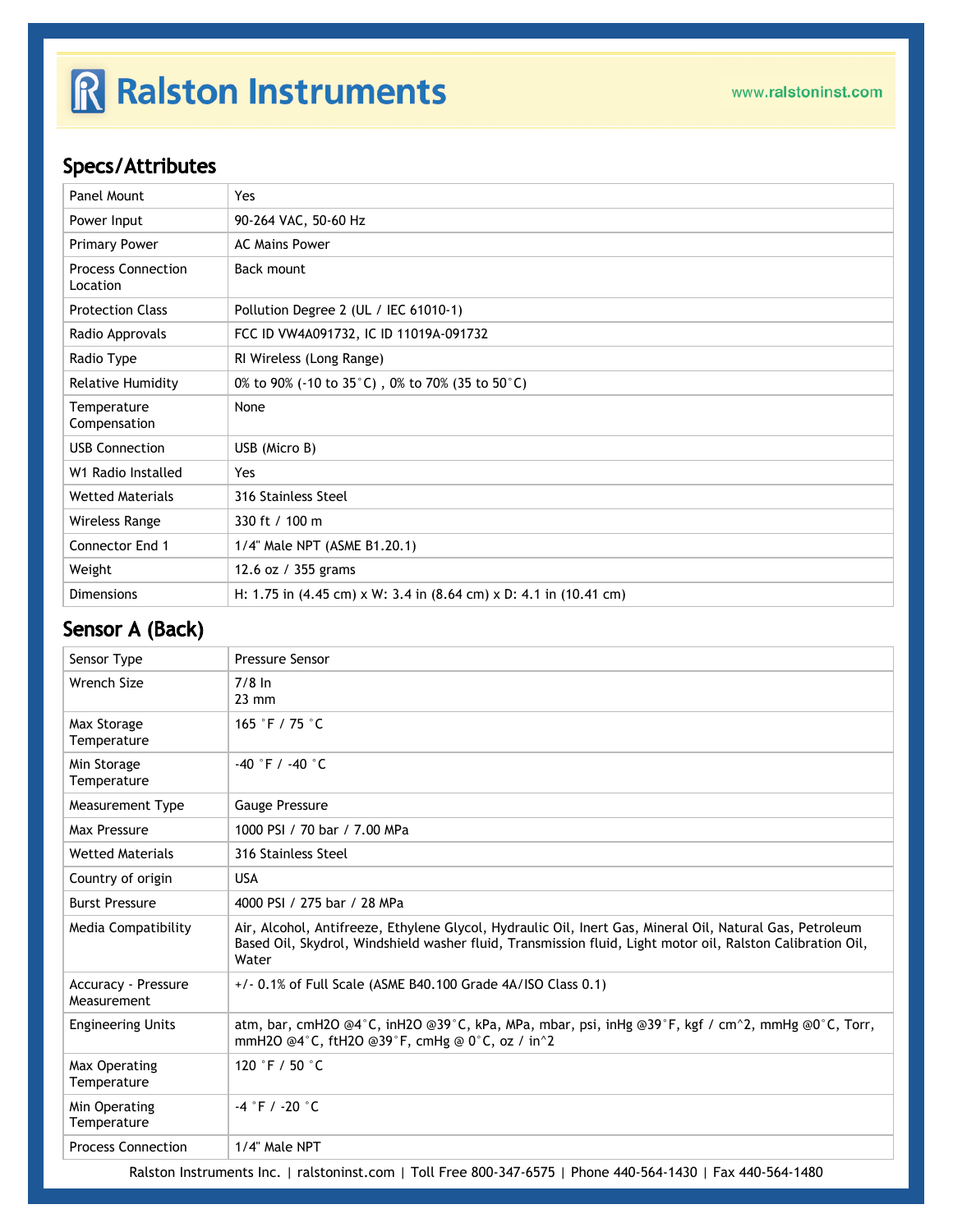## Specs/Attributes

| | |
|---|---|
| Panel Mount | Yes |
| Power Input | 90-264 VAC, 50-60 Hz |
| Primary Power | AC Mains Power |
| Process Connection Location | Back mount |
| Protection Class | Pollution Degree 2 (UL / IEC 61010-1) |
| Radio Approvals | FCC ID VW4A091732, IC ID 11019A-091732 |
| Radio Type | RI Wireless (Long Range) |
| Relative Humidity | 0% to 90% (-10 to 35°C) , 0% to 70% (35 to 50°C) |
| Temperature Compensation | None |
| USB Connection | USB (Micro B) |
| W1 Radio Installed | Yes |
| Wetted Materials | 316 Stainless Steel |
| Wireless Range | 330 ft / 100 m |
| Connector End 1 | 1/4" Male NPT (ASME B1.20.1) |
| Weight | 12.6 oz / 355 grams |
| Dimensions | H: 1.75 in (4.45 cm) x W: 3.4 in (8.64 cm) x D: 4.1 in (10.41 cm) |

## Sensor A (Back)

| | |
|---|---|
| Sensor Type | Pressure Sensor |
| Wrench Size | 7/8 In<br>23 mm |
| Max Storage Temperature | 165 °F / 75 °C |
| Min Storage Temperature | -40 °F / -40 °C |
| Measurement Type | Gauge Pressure |
| Max Pressure | 1000 PSI / 70 bar / 7.00 MPa |
| Wetted Materials | 316 Stainless Steel |
| Country of origin | USA |
| Burst Pressure | 4000 PSI / 275 bar / 28 MPa |
| Media Compatibility | Air, Alcohol, Antifreeze, Ethylene Glycol, Hydraulic Oil, Inert Gas, Mineral Oil, Natural Gas, Petroleum Based Oil, Skydrol, Windshield washer fluid, Transmission fluid, Light motor oil, Ralston Calibration Oil, Water |
| Accuracy - Pressure Measurement | +/- 0.1% of Full Scale (ASME B40.100 Grade 4A/ISO Class 0.1) |
| Engineering Units | atm, bar, cmH2O @4°C, inH2O @39°F, kPa, MPa, mbar, psi, inHg @39°F, kgf / cm^2, mmHg @0°C, Torr, mmH2O @4°C, ftH2O @39°F, cmHg @ 0°C, oz / in^2 |
| Max Operating Temperature | 120 °F / 50 °C |
| Min Operating Temperature | -4 °F / -20 °C |
| Process Connection | 1/4" Male NPT |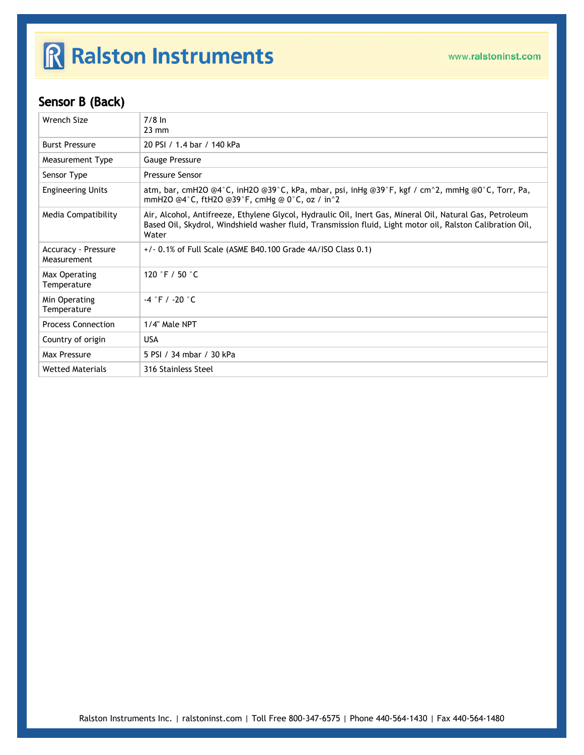## Sensor B (Back)

| | |
|---|---|
| Wrench Size | 7/8 In<br>23 mm |
| Burst Pressure | 20 PSI / 1.4 bar / 140 kPa |
| Measurement Type | Gauge Pressure |
| Sensor Type | Pressure Sensor |
| Engineering Units | atm, bar, cmH2O @4°C, inH2O @39°C, kPa, mbar, psi, inHg @39°F, kgf / cm^2, mmHg @0°C, Torr, Pa, mmH2O @4°C, ftH2O @39°F, cmHg @ 0°C, oz / in^2 |
| Media Compatibility | Air, Alcohol, Antifreeze, Ethylene Glycol, Hydraulic Oil, Inert Gas, Mineral Oil, Natural Gas, Petroleum Based Oil, Skydrol, Windshield washer fluid, Transmission fluid, Light motor oil, Ralston Calibration Oil, Water |
| Accuracy - Pressure Measurement | +/- 0.1% of Full Scale (ASME B40.100 Grade 4A/ISO Class 0.1) |
| Max Operating Temperature | 120 °F / 50 °C |
| Min Operating Temperature | -4 °F / -20 °C |
| Process Connection | 1/4" Male NPT |
| Country of origin | USA |
| Max Pressure | 5 PSI / 34 mbar / 30 kPa |
| Wetted Materials | 316 Stainless Steel |